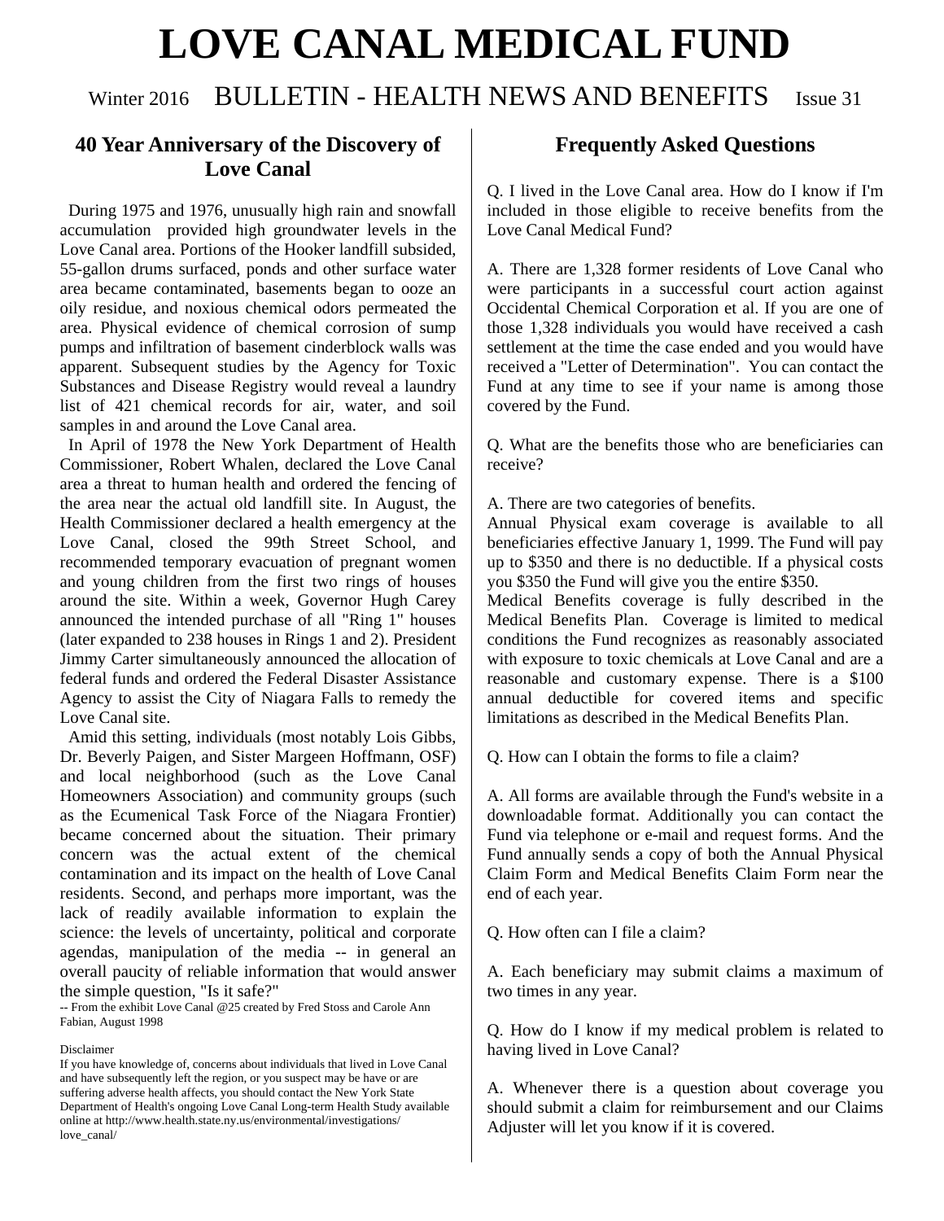# LOVE CANAL MEDICAL FUND

Winter 2016 BULLETIN - HEALTH NEWS AND BENEFITS Issue 31

## 40 Year Anniversary of the Discovery of Love Canal

During 1975 and 1976, unusually high rain and snowfall accumulation provided high groundwater levels in the Love Canal area. Portions of the Hooker landfill subsided, 55-gallon drums surfaced, ponds and other surface water area became contaminated, basements began to ooze an oily residue, and noxious chemical odors permeated the area. Physical evidence of chemical corrosion of sump pumps and infiltration of basement cinderblock walls was apparent. Subsequent studies by the Agency for Toxic Substances and Disease Registry would reveal a laundry list of 421 chemical records for air, water, and soil samples in and around the Love Canal area.

In April of 1978 the New York Department of Health Commissioner, Robert Whalen, declared the Love Canal area a threat to human health and ordered the fencing of the area near the actual old landfill site. In August, the Health Commissioner declared a health emergency at the Love Canal, closed the 99th Street School, and recommended temporary evacuation of pregnant women and young children from the first two rings of houses around the site. Within a week, Governor Hugh Carey announced the intended purchase of all "Ring 1" houses (later expanded to 238 houses in Rings 1 and 2). President Jimmy Carter simultaneously announced the allocation of federal funds and ordered the Federal Disaster Assistance Agency to assist the City of Niagara Falls to remedy the Love Canal site.

Amid this setting, individuals (most notably Lois Gibbs, Dr. Beverly Paigen, and Sister Margeen Hoffmann, OSF) and local neighborhood (such as the Love Canal Homeowners Association) and community groups (such as the Ecumenical Task Force of the Niagara Frontier) became concerned about the situation. Their primary concern was the actual extent of the chemical contamination and its impact on the health of Love Canal residents. Second, and perhaps more important, was the lack of readily available information to explain the science: the levels of uncertainty, political and corporate agendas, manipulation of the media -- in general an overall paucity of reliable information that would answer the simple question, "Is it safe?"

-- From the exhibit Love Canal @25 created by Fred Stoss and Carole Ann Fabian, August 1998

Disclaimer

If you have knowledge of, concerns about individuals that lived in Love Canal and have subsequently left the region, or you suspect may be have or are suffering adverse health affects, you should contact the New York State Department of Health's ongoing Love Canal Long-term Health Study available online at http://www.health.state.ny.us/environmental/investigations/love_canal/

## Frequently Asked Questions

Q. I lived in the Love Canal area. How do I know if I'm included in those eligible to receive benefits from the Love Canal Medical Fund?

A. There are 1,328 former residents of Love Canal who were participants in a successful court action against Occidental Chemical Corporation et al. If you are one of those 1,328 individuals you would have received a cash settlement at the time the case ended and you would have received a "Letter of Determination". You can contact the Fund at any time to see if your name is among those covered by the Fund.

Q. What are the benefits those who are beneficiaries can receive?

A. There are two categories of benefits.

Annual Physical exam coverage is available to all beneficiaries effective January 1, 1999. The Fund will pay up to $350 and there is no deductible. If a physical costs you $350 the Fund will give you the entire $350.

Medical Benefits coverage is fully described in the Medical Benefits Plan. Coverage is limited to medical conditions the Fund recognizes as reasonably associated with exposure to toxic chemicals at Love Canal and are a reasonable and customary expense. There is a $100 annual deductible for covered items and specific limitations as described in the Medical Benefits Plan.

Q. How can I obtain the forms to file a claim?

A. All forms are available through the Fund's website in a downloadable format. Additionally you can contact the Fund via telephone or e-mail and request forms. And the Fund annually sends a copy of both the Annual Physical Claim Form and Medical Benefits Claim Form near the end of each year.

Q. How often can I file a claim?

A. Each beneficiary may submit claims a maximum of two times in any year.

Q. How do I know if my medical problem is related to having lived in Love Canal?

A. Whenever there is a question about coverage you should submit a claim for reimbursement and our Claims Adjuster will let you know if it is covered.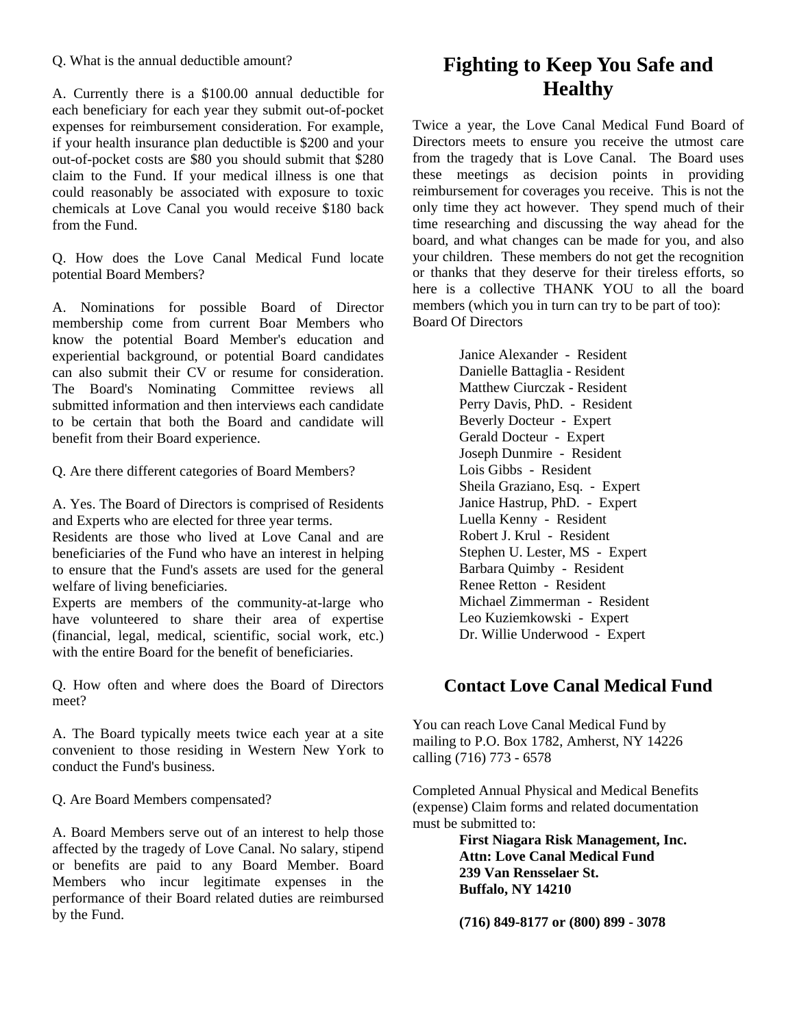Q. What is the annual deductible amount?

A. Currently there is a $100.00 annual deductible for each beneficiary for each year they submit out-of-pocket expenses for reimbursement consideration. For example, if your health insurance plan deductible is $200 and your out-of-pocket costs are $80 you should submit that $280 claim to the Fund. If your medical illness is one that could reasonably be associated with exposure to toxic chemicals at Love Canal you would receive $180 back from the Fund.

Q. How does the Love Canal Medical Fund locate potential Board Members?

A. Nominations for possible Board of Director membership come from current Boar Members who know the potential Board Member's education and experiential background, or potential Board candidates can also submit their CV or resume for consideration. The Board's Nominating Committee reviews all submitted information and then interviews each candidate to be certain that both the Board and candidate will benefit from their Board experience.

Q. Are there different categories of Board Members?

A. Yes. The Board of Directors is comprised of Residents and Experts who are elected for three year terms.
Residents are those who lived at Love Canal and are beneficiaries of the Fund who have an interest in helping to ensure that the Fund's assets are used for the general welfare of living beneficiaries.
Experts are members of the community-at-large who have volunteered to share their area of expertise (financial, legal, medical, scientific, social work, etc.) with the entire Board for the benefit of beneficiaries.

Q. How often and where does the Board of Directors meet?

A. The Board typically meets twice each year at a site convenient to those residing in Western New York to conduct the Fund's business.

Q. Are Board Members compensated?

A. Board Members serve out of an interest to help those affected by the tragedy of Love Canal. No salary, stipend or benefits are paid to any Board Member. Board Members who incur legitimate expenses in the performance of their Board related duties are reimbursed by the Fund.

# Fighting to Keep You Safe and Healthy

Twice a year, the Love Canal Medical Fund Board of Directors meets to ensure you receive the utmost care from the tragedy that is Love Canal. The Board uses these meetings as decision points in providing reimbursement for coverages you receive. This is not the only time they act however. They spend much of their time researching and discussing the way ahead for the board, and what changes can be made for you, and also your children. These members do not get the recognition or thanks that they deserve for their tireless efforts, so here is a collective THANK YOU to all the board members (which you in turn can try to be part of too):
Board Of Directors

Janice Alexander - Resident
Danielle Battaglia - Resident
Matthew Ciurczak - Resident
Perry Davis, PhD. - Resident
Beverly Docteur - Expert
Gerald Docteur - Expert
Joseph Dunmire - Resident
Lois Gibbs - Resident
Sheila Graziano, Esq. - Expert
Janice Hastrup, PhD. - Expert
Luella Kenny - Resident
Robert J. Krul - Resident
Stephen U. Lester, MS - Expert
Barbara Quimby - Resident
Renee Retton - Resident
Michael Zimmerman - Resident
Leo Kuziemkowski - Expert
Dr. Willie Underwood - Expert

## Contact Love Canal Medical Fund

You can reach Love Canal Medical Fund by mailing to P.O. Box 1782, Amherst, NY 14226 calling (716) 773 - 6578

Completed Annual Physical and Medical Benefits (expense) Claim forms and related documentation must be submitted to:

**First Niagara Risk Management, Inc.**
**Attn: Love Canal Medical Fund**
**239 Van Rensselaer St.**
**Buffalo, NY 14210**

**(716) 849-8177 or (800) 899 - 3078**